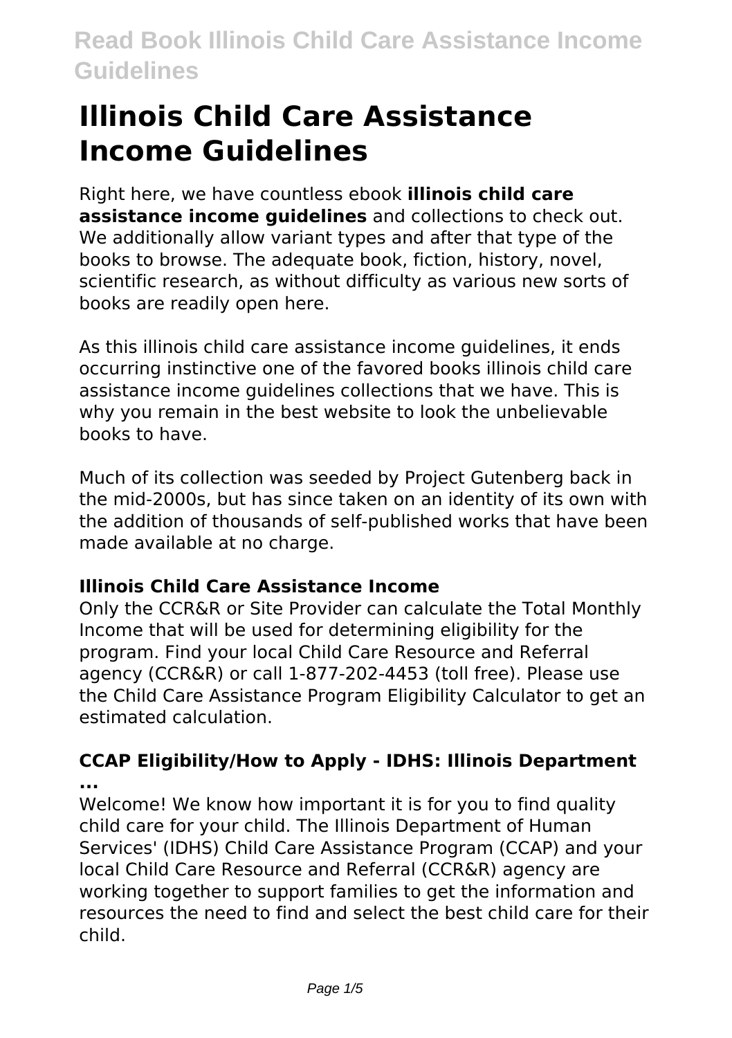# Illinois Child Care Assistance Income Guidelines

Right here, we have countless ebook **illinois child care assistance income guidelines** and collections to check out. We additionally allow variant types and after that type of the books to browse. The adequate book, fiction, history, novel, scientific research, as without difficulty as various new sorts of books are readily open here.

As this illinois child care assistance income guidelines, it ends occurring instinctive one of the favored books illinois child care assistance income guidelines collections that we have. This is why you remain in the best website to look the unbelievable books to have.

Much of its collection was seeded by Project Gutenberg back in the mid-2000s, but has since taken on an identity of its own with the addition of thousands of self-published works that have been made available at no charge.

### Illinois Child Care Assistance Income

Only the CCR&R or Site Provider can calculate the Total Monthly Income that will be used for determining eligibility for the program. Find your local Child Care Resource and Referral agency (CCR&R) or call 1-877-202-4453 (toll free). Please use the Child Care Assistance Program Eligibility Calculator to get an estimated calculation.

### CCAP Eligibility/How to Apply - IDHS: Illinois Department ...

Welcome! We know how important it is for you to find quality child care for your child. The Illinois Department of Human Services' (IDHS) Child Care Assistance Program (CCAP) and your local Child Care Resource and Referral (CCR&R) agency are working together to support families to get the information and resources the need to find and select the best child care for their child.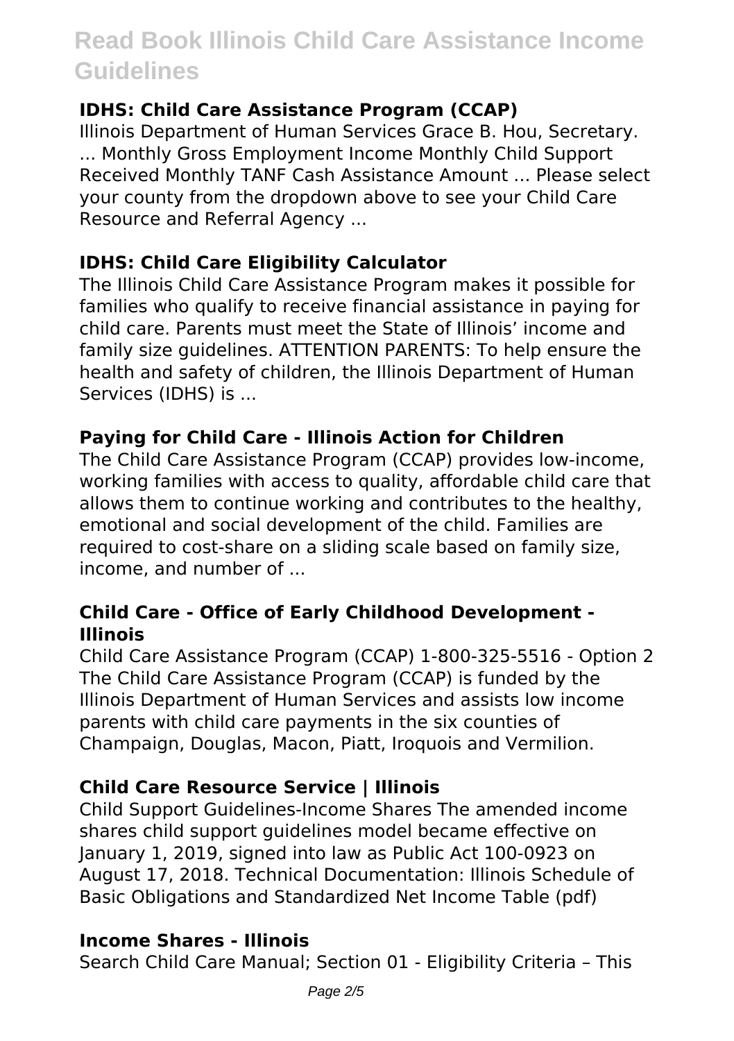**IDHS: Child Care Assistance Program (CCAP)**

Illinois Department of Human Services Grace B. Hou, Secretary. ... Monthly Gross Employment Income Monthly Child Support Received Monthly TANF Cash Assistance Amount ... Please select your county from the dropdown above to see your Child Care Resource and Referral Agency ...

**IDHS: Child Care Eligibility Calculator**

The Illinois Child Care Assistance Program makes it possible for families who qualify to receive financial assistance in paying for child care. Parents must meet the State of Illinois' income and family size guidelines. ATTENTION PARENTS: To help ensure the health and safety of children, the Illinois Department of Human Services (IDHS) is ...

**Paying for Child Care - Illinois Action for Children**

The Child Care Assistance Program (CCAP) provides low-income, working families with access to quality, affordable child care that allows them to continue working and contributes to the healthy, emotional and social development of the child. Families are required to cost-share on a sliding scale based on family size, income, and number of ...

**Child Care - Office of Early Childhood Development - Illinois**

Child Care Assistance Program (CCAP) 1-800-325-5516 - Option 2 The Child Care Assistance Program (CCAP) is funded by the Illinois Department of Human Services and assists low income parents with child care payments in the six counties of Champaign, Douglas, Macon, Piatt, Iroquois and Vermilion.

**Child Care Resource Service | Illinois**

Child Support Guidelines-Income Shares The amended income shares child support guidelines model became effective on January 1, 2019, signed into law as Public Act 100-0923 on August 17, 2018. Technical Documentation: Illinois Schedule of Basic Obligations and Standardized Net Income Table (pdf)

**Income Shares - Illinois**

Search Child Care Manual; Section 01 - Eligibility Criteria – This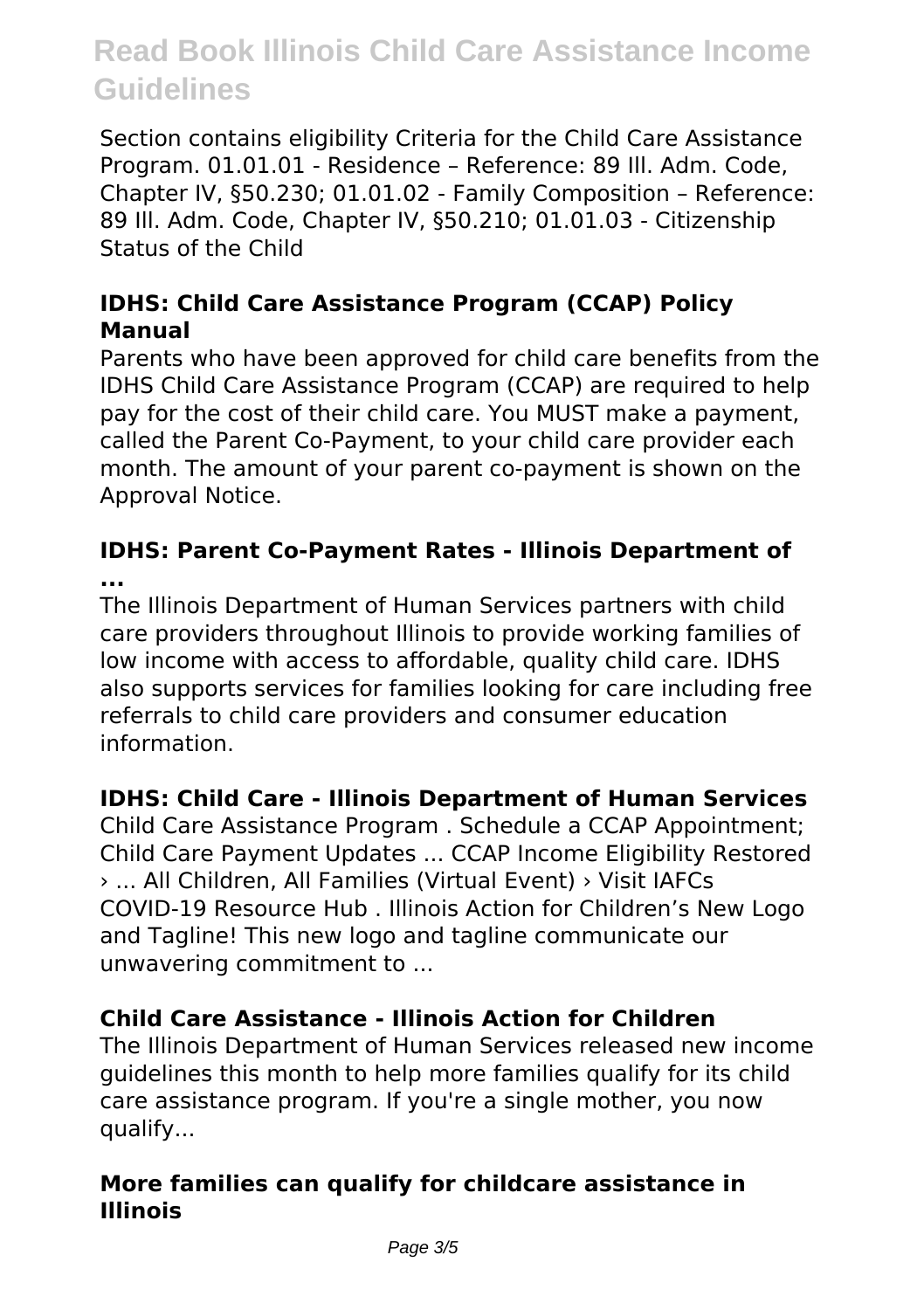Section contains eligibility Criteria for the Child Care Assistance Program. 01.01.01 - Residence – Reference: 89 Ill. Adm. Code, Chapter IV, §50.230; 01.01.02 - Family Composition – Reference: 89 Ill. Adm. Code, Chapter IV, §50.210; 01.01.03 - Citizenship Status of the Child

### IDHS: Child Care Assistance Program (CCAP) Policy Manual

Parents who have been approved for child care benefits from the IDHS Child Care Assistance Program (CCAP) are required to help pay for the cost of their child care. You MUST make a payment, called the Parent Co-Payment, to your child care provider each month. The amount of your parent co-payment is shown on the Approval Notice.

### IDHS: Parent Co-Payment Rates - Illinois Department of ...

The Illinois Department of Human Services partners with child care providers throughout Illinois to provide working families of low income with access to affordable, quality child care. IDHS also supports services for families looking for care including free referrals to child care providers and consumer education information.

### IDHS: Child Care - Illinois Department of Human Services

Child Care Assistance Program . Schedule a CCAP Appointment; Child Care Payment Updates ... CCAP Income Eligibility Restored › ... All Children, All Families (Virtual Event) › Visit IAFCs COVID-19 Resource Hub . Illinois Action for Children's New Logo and Tagline! This new logo and tagline communicate our unwavering commitment to ...

### Child Care Assistance - Illinois Action for Children

The Illinois Department of Human Services released new income guidelines this month to help more families qualify for its child care assistance program. If you're a single mother, you now qualify...

### More families can qualify for childcare assistance in Illinois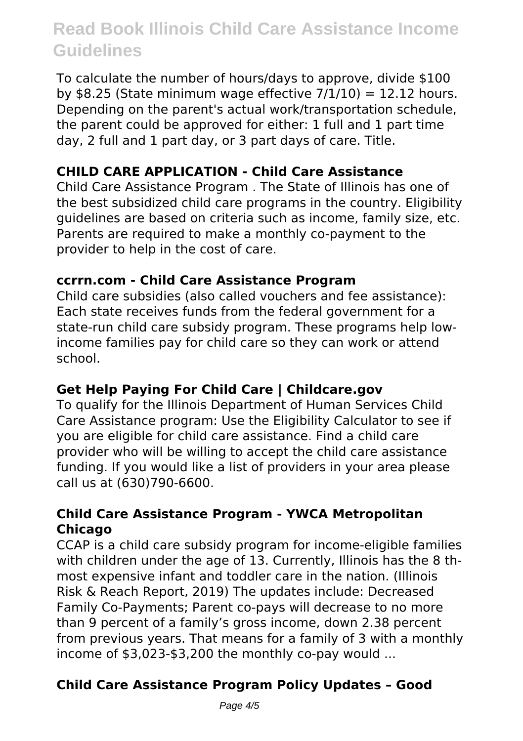To calculate the number of hours/days to approve, divide $100 by $8.25 (State minimum wage effective 7/1/10) = 12.12 hours. Depending on the parent's actual work/transportation schedule, the parent could be approved for either: 1 full and 1 part time day, 2 full and 1 part day, or 3 part days of care. Title.

### CHILD CARE APPLICATION - Child Care Assistance

Child Care Assistance Program . The State of Illinois has one of the best subsidized child care programs in the country. Eligibility guidelines are based on criteria such as income, family size, etc. Parents are required to make a monthly co-payment to the provider to help in the cost of care.

### ccrrn.com - Child Care Assistance Program

Child care subsidies (also called vouchers and fee assistance): Each state receives funds from the federal government for a state-run child care subsidy program. These programs help low-income families pay for child care so they can work or attend school.

### Get Help Paying For Child Care | Childcare.gov

To qualify for the Illinois Department of Human Services Child Care Assistance program: Use the Eligibility Calculator to see if you are eligible for child care assistance. Find a child care provider who will be willing to accept the child care assistance funding. If you would like a list of providers in your area please call us at (630)790-6600.

### Child Care Assistance Program - YWCA Metropolitan Chicago

CCAP is a child care subsidy program for income-eligible families with children under the age of 13. Currently, Illinois has the 8 th-most expensive infant and toddler care in the nation. (Illinois Risk & Reach Report, 2019) The updates include: Decreased Family Co-Payments; Parent co-pays will decrease to no more than 9 percent of a family's gross income, down 2.38 percent from previous years. That means for a family of 3 with a monthly income of $3,023-$3,200 the monthly co-pay would ...

### Child Care Assistance Program Policy Updates – Good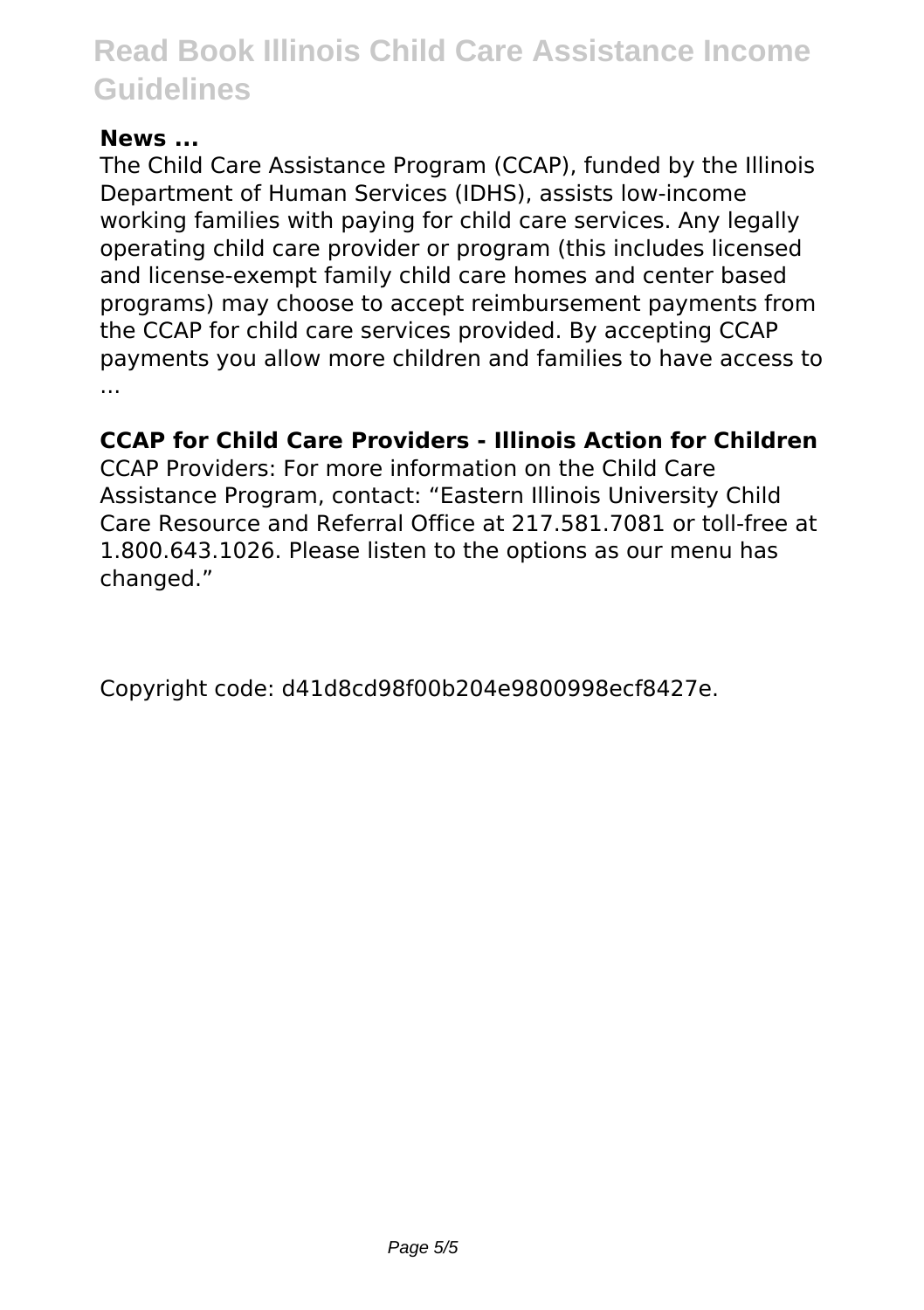**News ...**

The Child Care Assistance Program (CCAP), funded by the Illinois Department of Human Services (IDHS), assists low-income working families with paying for child care services. Any legally operating child care provider or program (this includes licensed and license-exempt family child care homes and center based programs) may choose to accept reimbursement payments from the CCAP for child care services provided. By accepting CCAP payments you allow more children and families to have access to ...

**CCAP for Child Care Providers - Illinois Action for Children**

CCAP Providers: For more information on the Child Care Assistance Program, contact: "Eastern Illinois University Child Care Resource and Referral Office at 217.581.7081 or toll-free at 1.800.643.1026. Please listen to the options as our menu has changed."

Copyright code: d41d8cd98f00b204e9800998ecf8427e.